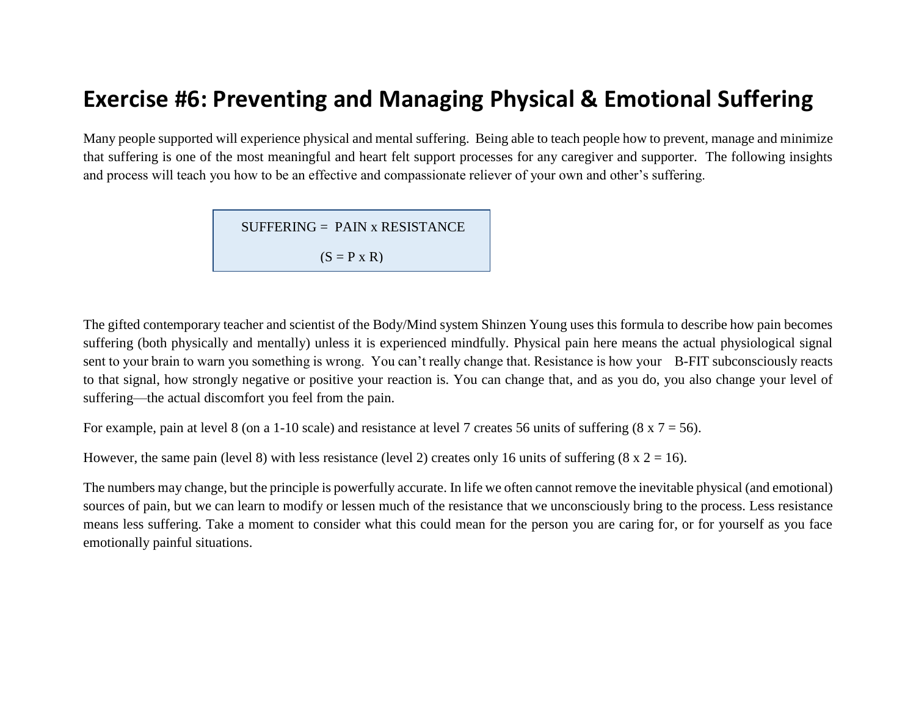# Exercise #6: Preventing and Managing Physical & Emotional Suffering

Many people supported will experience physical and mental suffering. Being able to teach people how to prevent, manage and minimize that suffering is one of the most meaningful and heart felt support processes for any caregiver and supporter. The following insights and process will teach you how to be an effective and compassionate reliever of your own and other's suffering.

> SUFFERING = PAIN x RESISTANCE
>
> (S = P x R)

The gifted contemporary teacher and scientist of the Body/Mind system Shinzen Young uses this formula to describe how pain becomes suffering (both physically and mentally) unless it is experienced mindfully. Physical pain here means the actual physiological signal sent to your brain to warn you something is wrong. You can't really change that. Resistance is how your B-FIT subconsciously reacts to that signal, how strongly negative or positive your reaction is. You can change that, and as you do, you also change your level of suffering—the actual discomfort you feel from the pain.

For example, pain at level 8 (on a 1-10 scale) and resistance at level 7 creates 56 units of suffering (8 x 7 = 56).

However, the same pain (level 8) with less resistance (level 2) creates only 16 units of suffering (8 x 2 = 16).

The numbers may change, but the principle is powerfully accurate. In life we often cannot remove the inevitable physical (and emotional) sources of pain, but we can learn to modify or lessen much of the resistance that we unconsciously bring to the process. Less resistance means less suffering. Take a moment to consider what this could mean for the person you are caring for, or for yourself as you face emotionally painful situations.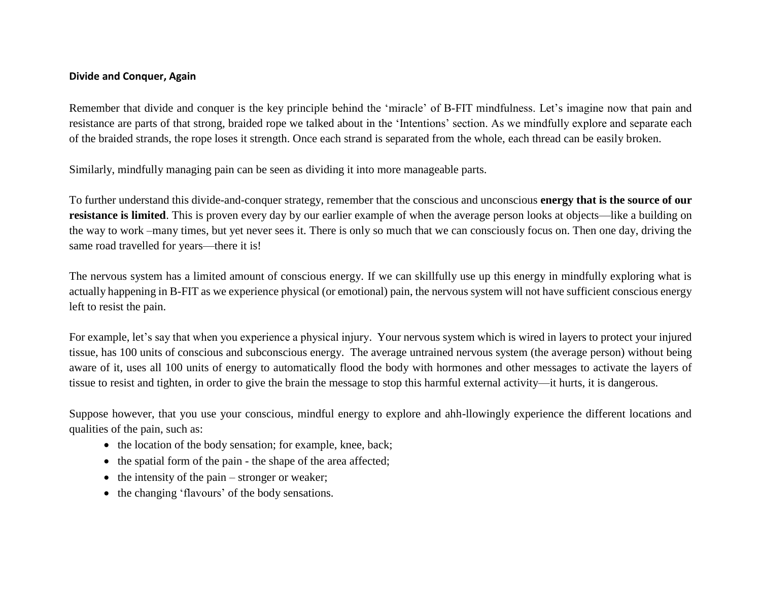**Divide and Conquer, Again**

Remember that divide and conquer is the key principle behind the 'miracle' of B-FIT mindfulness. Let's imagine now that pain and resistance are parts of that strong, braided rope we talked about in the 'Intentions' section. As we mindfully explore and separate each of the braided strands, the rope loses it strength. Once each strand is separated from the whole, each thread can be easily broken.

Similarly, mindfully managing pain can be seen as dividing it into more manageable parts.

To further understand this divide-and-conquer strategy, remember that the conscious and unconscious **energy that is the source of our resistance is limited**. This is proven every day by our earlier example of when the average person looks at objects—like a building on the way to work –many times, but yet never sees it. There is only so much that we can consciously focus on. Then one day, driving the same road travelled for years—there it is!

The nervous system has a limited amount of conscious energy. If we can skillfully use up this energy in mindfully exploring what is actually happening in B-FIT as we experience physical (or emotional) pain, the nervous system will not have sufficient conscious energy left to resist the pain.

For example, let's say that when you experience a physical injury. Your nervous system which is wired in layers to protect your injured tissue, has 100 units of conscious and subconscious energy. The average untrained nervous system (the average person) without being aware of it, uses all 100 units of energy to automatically flood the body with hormones and other messages to activate the layers of tissue to resist and tighten, in order to give the brain the message to stop this harmful external activity—it hurts, it is dangerous.

Suppose however, that you use your conscious, mindful energy to explore and ahh-llowingly experience the different locations and qualities of the pain, such as:

- the location of the body sensation; for example, knee, back;
- the spatial form of the pain - the shape of the area affected;
- the intensity of the pain – stronger or weaker;
- the changing 'flavours' of the body sensations.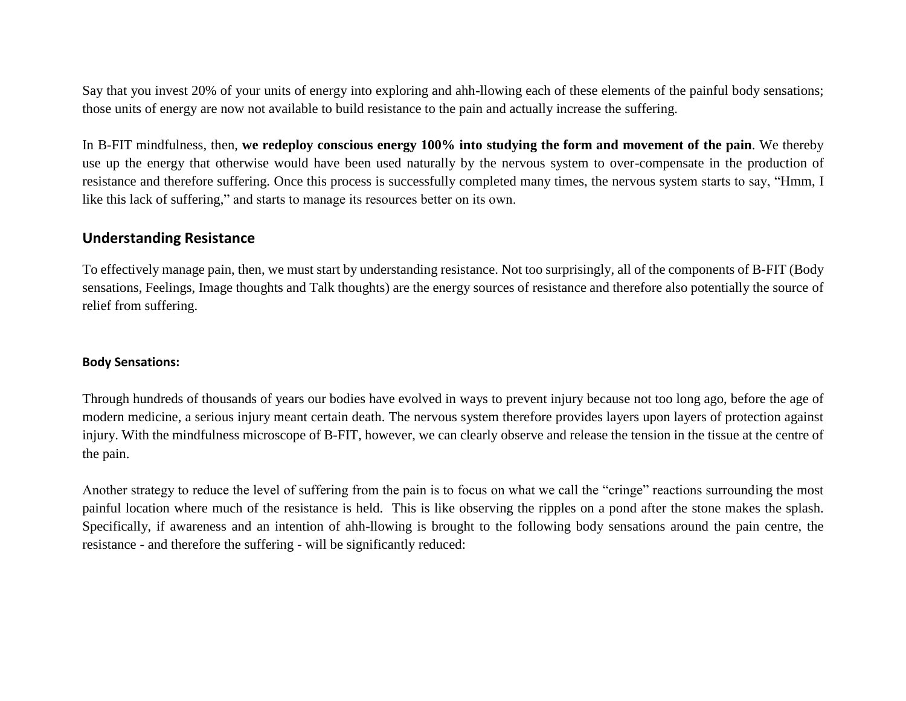Say that you invest 20% of your units of energy into exploring and ahh-llowing each of these elements of the painful body sensations; those units of energy are now not available to build resistance to the pain and actually increase the suffering.

In B-FIT mindfulness, then, **we redeploy conscious energy 100% into studying the form and movement of the pain**. We thereby use up the energy that otherwise would have been used naturally by the nervous system to over-compensate in the production of resistance and therefore suffering. Once this process is successfully completed many times, the nervous system starts to say, "Hmm, I like this lack of suffering," and starts to manage its resources better on its own.

## Understanding Resistance

To effectively manage pain, then, we must start by understanding resistance. Not too surprisingly, all of the components of B-FIT (Body sensations, Feelings, Image thoughts and Talk thoughts) are the energy sources of resistance and therefore also potentially the source of relief from suffering.

#### Body Sensations:

Through hundreds of thousands of years our bodies have evolved in ways to prevent injury because not too long ago, before the age of modern medicine, a serious injury meant certain death. The nervous system therefore provides layers upon layers of protection against injury. With the mindfulness microscope of B-FIT, however, we can clearly observe and release the tension in the tissue at the centre of the pain.

Another strategy to reduce the level of suffering from the pain is to focus on what we call the "cringe" reactions surrounding the most painful location where much of the resistance is held. This is like observing the ripples on a pond after the stone makes the splash. Specifically, if awareness and an intention of ahh-llowing is brought to the following body sensations around the pain centre, the resistance - and therefore the suffering - will be significantly reduced: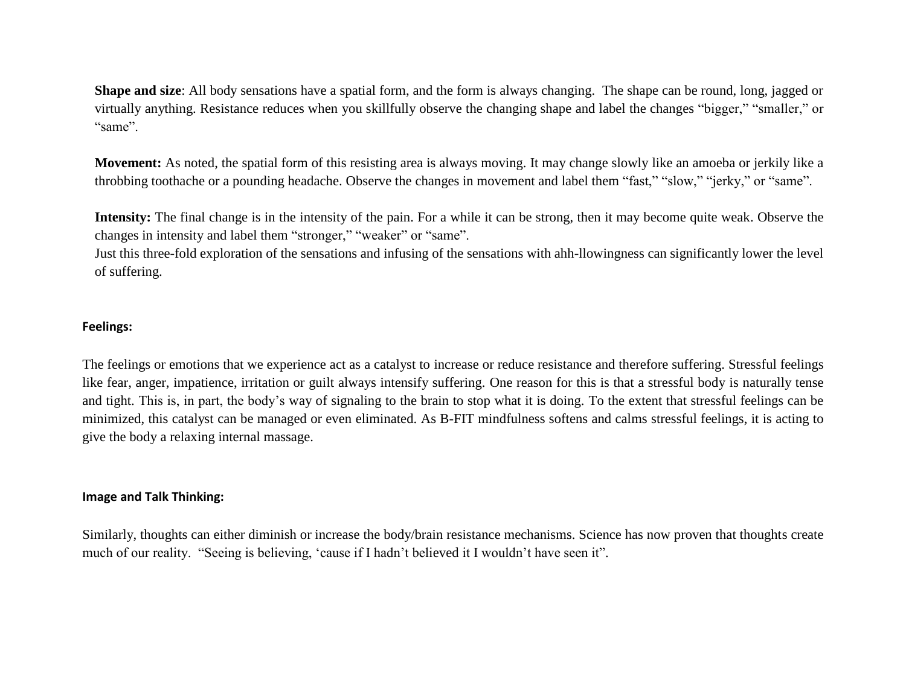**Shape and size**: All body sensations have a spatial form, and the form is always changing. The shape can be round, long, jagged or virtually anything. Resistance reduces when you skillfully observe the changing shape and label the changes "bigger," "smaller," or "same".

**Movement:** As noted, the spatial form of this resisting area is always moving. It may change slowly like an amoeba or jerkily like a throbbing toothache or a pounding headache. Observe the changes in movement and label them "fast," "slow," "jerky," or "same".

**Intensity:** The final change is in the intensity of the pain. For a while it can be strong, then it may become quite weak. Observe the changes in intensity and label them "stronger," "weaker" or "same".
Just this three-fold exploration of the sensations and infusing of the sensations with ahh-llowingness can significantly lower the level of suffering.

### Feelings:

The feelings or emotions that we experience act as a catalyst to increase or reduce resistance and therefore suffering. Stressful feelings like fear, anger, impatience, irritation or guilt always intensify suffering. One reason for this is that a stressful body is naturally tense and tight. This is, in part, the body's way of signaling to the brain to stop what it is doing. To the extent that stressful feelings can be minimized, this catalyst can be managed or even eliminated. As B-FIT mindfulness softens and calms stressful feelings, it is acting to give the body a relaxing internal massage.

### Image and Talk Thinking:

Similarly, thoughts can either diminish or increase the body/brain resistance mechanisms. Science has now proven that thoughts create much of our reality. "Seeing is believing, 'cause if I hadn't believed it I wouldn't have seen it".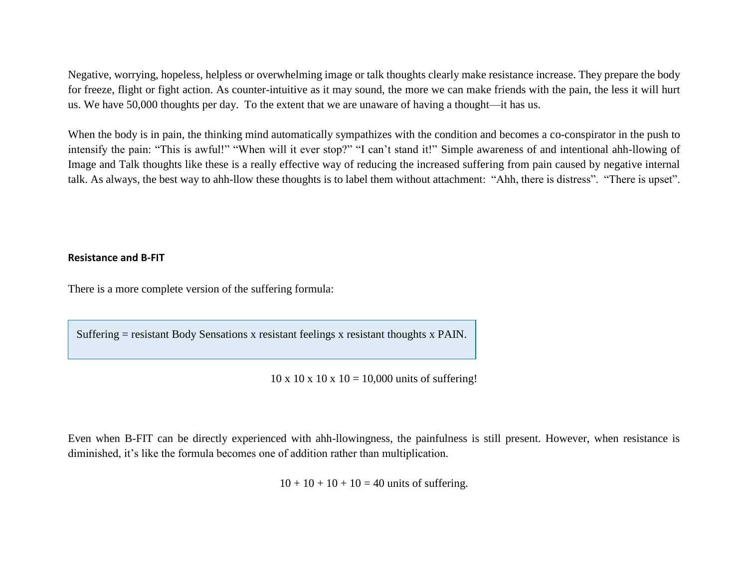Negative, worrying, hopeless, helpless or overwhelming image or talk thoughts clearly make resistance increase. They prepare the body for freeze, flight or fight action. As counter-intuitive as it may sound, the more we can make friends with the pain, the less it will hurt us. We have 50,000 thoughts per day. To the extent that we are unaware of having a thought—it has us.

When the body is in pain, the thinking mind automatically sympathizes with the condition and becomes a co-conspirator in the push to intensify the pain: "This is awful!" "When will it ever stop?" "I can't stand it!" Simple awareness of and intentional ahh-llowing of Image and Talk thoughts like these is a really effective way of reducing the increased suffering from pain caused by negative internal talk. As always, the best way to ahh-llow these thoughts is to label them without attachment: "Ahh, there is distress". "There is upset".

**Resistance and B-FIT**

There is a more complete version of the suffering formula:

> Suffering = resistant Body Sensations x resistant feelings x resistant thoughts x PAIN.

$$10 \times 10 \times 10 \times 10 = 10{,}000 \text{ units of suffering!}$$

Even when B-FIT can be directly experienced with ahh-llowingness, the painfulness is still present. However, when resistance is diminished, it's like the formula becomes one of addition rather than multiplication.

$$10 + 10 + 10 + 10 = 40 \text{ units of suffering.}$$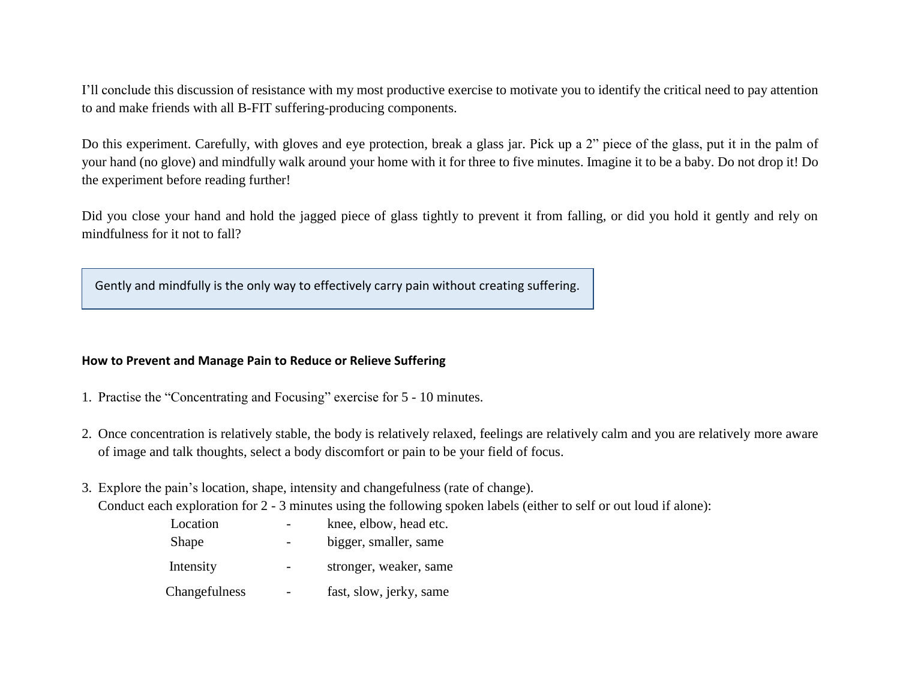I'll conclude this discussion of resistance with my most productive exercise to motivate you to identify the critical need to pay attention to and make friends with all B-FIT suffering-producing components.

Do this experiment. Carefully, with gloves and eye protection, break a glass jar. Pick up a 2" piece of the glass, put it in the palm of your hand (no glove) and mindfully walk around your home with it for three to five minutes. Imagine it to be a baby. Do not drop it! Do the experiment before reading further!

Did you close your hand and hold the jagged piece of glass tightly to prevent it from falling, or did you hold it gently and rely on mindfulness for it not to fall?

> Gently and mindfully is the only way to effectively carry pain without creating suffering.

**How to Prevent and Manage Pain to Reduce or Relieve Suffering**

1. Practise the "Concentrating and Focusing" exercise for 5 - 10 minutes.

2. Once concentration is relatively stable, the body is relatively relaxed, feelings are relatively calm and you are relatively more aware of image and talk thoughts, select a body discomfort or pain to be your field of focus.

3. Explore the pain's location, shape, intensity and changefulness (rate of change).
   Conduct each exploration for 2 - 3 minutes using the following spoken labels (either to self or out loud if alone):

   | | | |
   |---|---|---|
   | Location | - | knee, elbow, head etc. |
   | Shape | - | bigger, smaller, same |
   | Intensity | - | stronger, weaker, same |
   | Changefulness | - | fast, slow, jerky, same |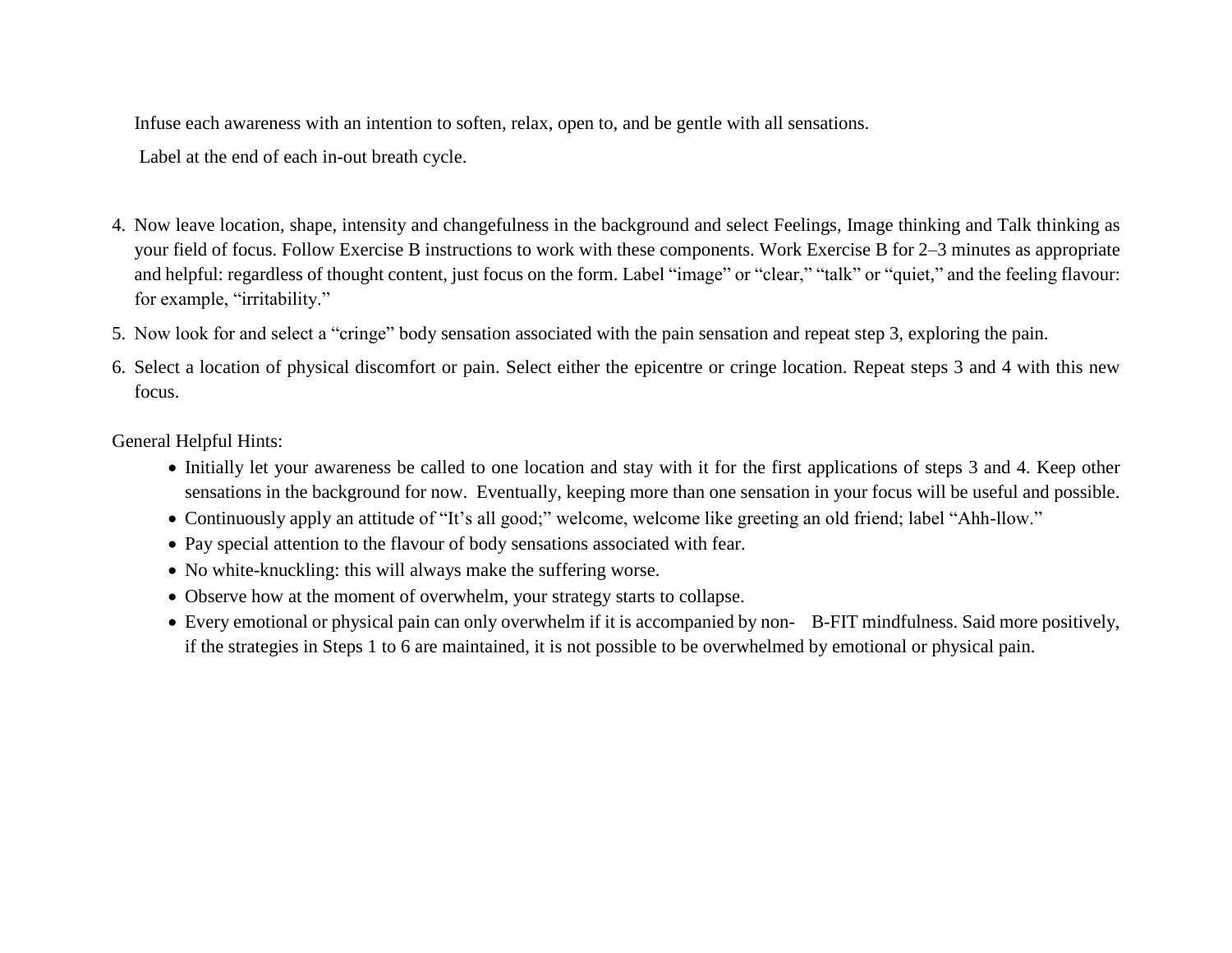Infuse each awareness with an intention to soften, relax, open to, and be gentle with all sensations.

Label at the end of each in-out breath cycle.

4. Now leave location, shape, intensity and changefulness in the background and select Feelings, Image thinking and Talk thinking as your field of focus. Follow Exercise B instructions to work with these components. Work Exercise B for 2–3 minutes as appropriate and helpful: regardless of thought content, just focus on the form. Label "image" or "clear," "talk" or "quiet," and the feeling flavour: for example, "irritability."
5. Now look for and select a "cringe" body sensation associated with the pain sensation and repeat step 3, exploring the pain.
6. Select a location of physical discomfort or pain. Select either the epicentre or cringe location. Repeat steps 3 and 4 with this new focus.

General Helpful Hints:

- Initially let your awareness be called to one location and stay with it for the first applications of steps 3 and 4. Keep other sensations in the background for now. Eventually, keeping more than one sensation in your focus will be useful and possible.
- Continuously apply an attitude of "It's all good;" welcome, welcome like greeting an old friend; label "Ahh-llow."
- Pay special attention to the flavour of body sensations associated with fear.
- No white-knuckling: this will always make the suffering worse.
- Observe how at the moment of overwhelm, your strategy starts to collapse.
- Every emotional or physical pain can only overwhelm if it is accompanied by non- B-FIT mindfulness. Said more positively, if the strategies in Steps 1 to 6 are maintained, it is not possible to be overwhelmed by emotional or physical pain.